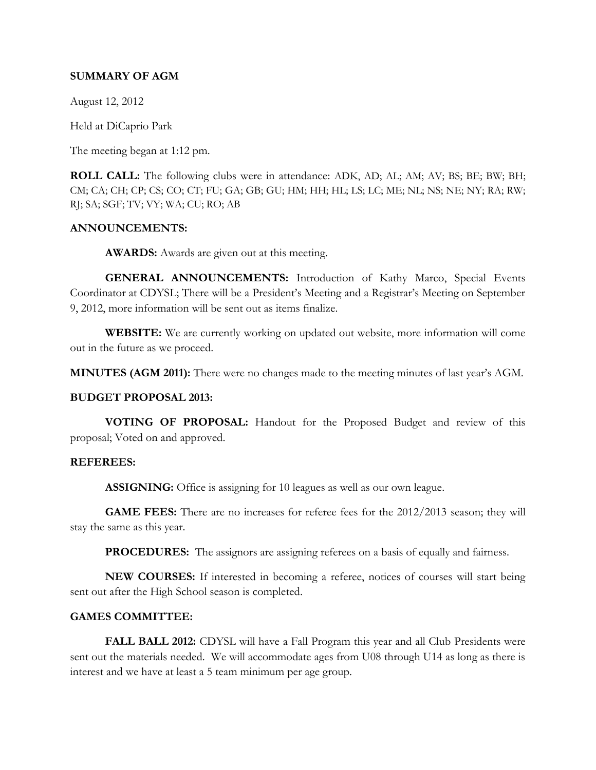**SUMMARY OF AGM**

August 12, 2012

Held at DiCaprio Park

The meeting began at 1:12 pm.

**ROLL CALL:** The following clubs were in attendance: ADK, AD; AL; AM; AV; BS; BE; BW; BH; CM; CA; CH; CP; CS; CO; CT; FU; GA; GB; GU; HM; HH; HL; LS; LC; ME; NL; NS; NE; NY; RA; RW; RJ; SA; SGF; TV; VY; WA; CU; RO; AB

**ANNOUNCEMENTS:**

**AWARDS:** Awards are given out at this meeting.

**GENERAL ANNOUNCEMENTS:** Introduction of Kathy Marco, Special Events Coordinator at CDYSL; There will be a President's Meeting and a Registrar's Meeting on September 9, 2012, more information will be sent out as items finalize.

**WEBSITE:** We are currently working on updated out website, more information will come out in the future as we proceed.

**MINUTES (AGM 2011):** There were no changes made to the meeting minutes of last year's AGM.

**BUDGET PROPOSAL 2013:**

**VOTING OF PROPOSAL:** Handout for the Proposed Budget and review of this proposal; Voted on and approved.

**REFEREES:**

**ASSIGNING:** Office is assigning for 10 leagues as well as our own league.

**GAME FEES:** There are no increases for referee fees for the 2012/2013 season; they will stay the same as this year.

**PROCEDURES:** The assignors are assigning referees on a basis of equally and fairness.

**NEW COURSES:** If interested in becoming a referee, notices of courses will start being sent out after the High School season is completed.

**GAMES COMMITTEE:**

**FALL BALL 2012:** CDYSL will have a Fall Program this year and all Club Presidents were sent out the materials needed. We will accommodate ages from U08 through U14 as long as there is interest and we have at least a 5 team minimum per age group.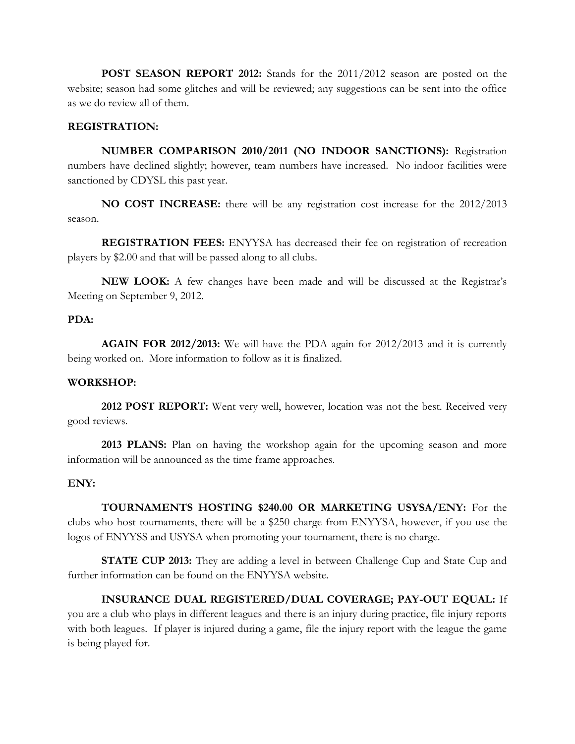**POST SEASON REPORT 2012:** Stands for the 2011/2012 season are posted on the website; season had some glitches and will be reviewed; any suggestions can be sent into the office as we do review all of them.

**REGISTRATION:**

**NUMBER COMPARISON 2010/2011 (NO INDOOR SANCTIONS):** Registration numbers have declined slightly; however, team numbers have increased. No indoor facilities were sanctioned by CDYSL this past year.

**NO COST INCREASE:** there will be any registration cost increase for the 2012/2013 season.

**REGISTRATION FEES:** ENYYSA has decreased their fee on registration of recreation players by $2.00 and that will be passed along to all clubs.

**NEW LOOK:** A few changes have been made and will be discussed at the Registrar's Meeting on September 9, 2012.

**PDA:**

**AGAIN FOR 2012/2013:** We will have the PDA again for 2012/2013 and it is currently being worked on. More information to follow as it is finalized.

**WORKSHOP:**

**2012 POST REPORT:** Went very well, however, location was not the best. Received very good reviews.

**2013 PLANS:** Plan on having the workshop again for the upcoming season and more information will be announced as the time frame approaches.

**ENY:**

**TOURNAMENTS HOSTING $240.00 OR MARKETING USYSA/ENY:** For the clubs who host tournaments, there will be a $250 charge from ENYYSA, however, if you use the logos of ENYYSS and USYSA when promoting your tournament, there is no charge.

**STATE CUP 2013:** They are adding a level in between Challenge Cup and State Cup and further information can be found on the ENYYSA website.

**INSURANCE DUAL REGISTERED/DUAL COVERAGE; PAY-OUT EQUAL:** If you are a club who plays in different leagues and there is an injury during practice, file injury reports with both leagues. If player is injured during a game, file the injury report with the league the game is being played for.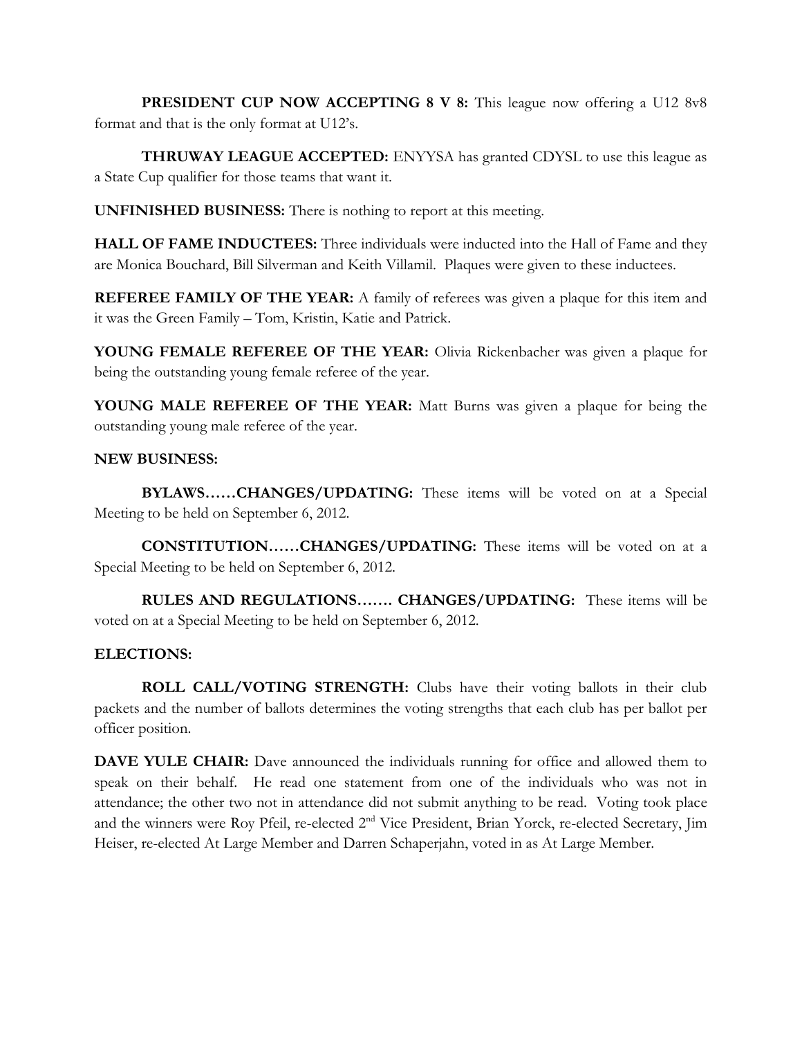**PRESIDENT CUP NOW ACCEPTING 8 V 8:** This league now offering a U12 8v8 format and that is the only format at U12's.

**THRUWAY LEAGUE ACCEPTED:** ENYYSA has granted CDYSL to use this league as a State Cup qualifier for those teams that want it.

**UNFINISHED BUSINESS:** There is nothing to report at this meeting.

**HALL OF FAME INDUCTEES:** Three individuals were inducted into the Hall of Fame and they are Monica Bouchard, Bill Silverman and Keith Villamil. Plaques were given to these inductees.

**REFEREE FAMILY OF THE YEAR:** A family of referees was given a plaque for this item and it was the Green Family – Tom, Kristin, Katie and Patrick.

**YOUNG FEMALE REFEREE OF THE YEAR:** Olivia Rickenbacher was given a plaque for being the outstanding young female referee of the year.

**YOUNG MALE REFEREE OF THE YEAR:** Matt Burns was given a plaque for being the outstanding young male referee of the year.

**NEW BUSINESS:**

**BYLAWS……CHANGES/UPDATING:** These items will be voted on at a Special Meeting to be held on September 6, 2012.

**CONSTITUTION……CHANGES/UPDATING:** These items will be voted on at a Special Meeting to be held on September 6, 2012.

**RULES AND REGULATIONS……. CHANGES/UPDATING:** These items will be voted on at a Special Meeting to be held on September 6, 2012.

**ELECTIONS:**

**ROLL CALL/VOTING STRENGTH:** Clubs have their voting ballots in their club packets and the number of ballots determines the voting strengths that each club has per ballot per officer position.

**DAVE YULE CHAIR:** Dave announced the individuals running for office and allowed them to speak on their behalf. He read one statement from one of the individuals who was not in attendance; the other two not in attendance did not submit anything to be read. Voting took place and the winners were Roy Pfeil, re-elected 2nd Vice President, Brian Yorck, re-elected Secretary, Jim Heiser, re-elected At Large Member and Darren Schaperjahn, voted in as At Large Member.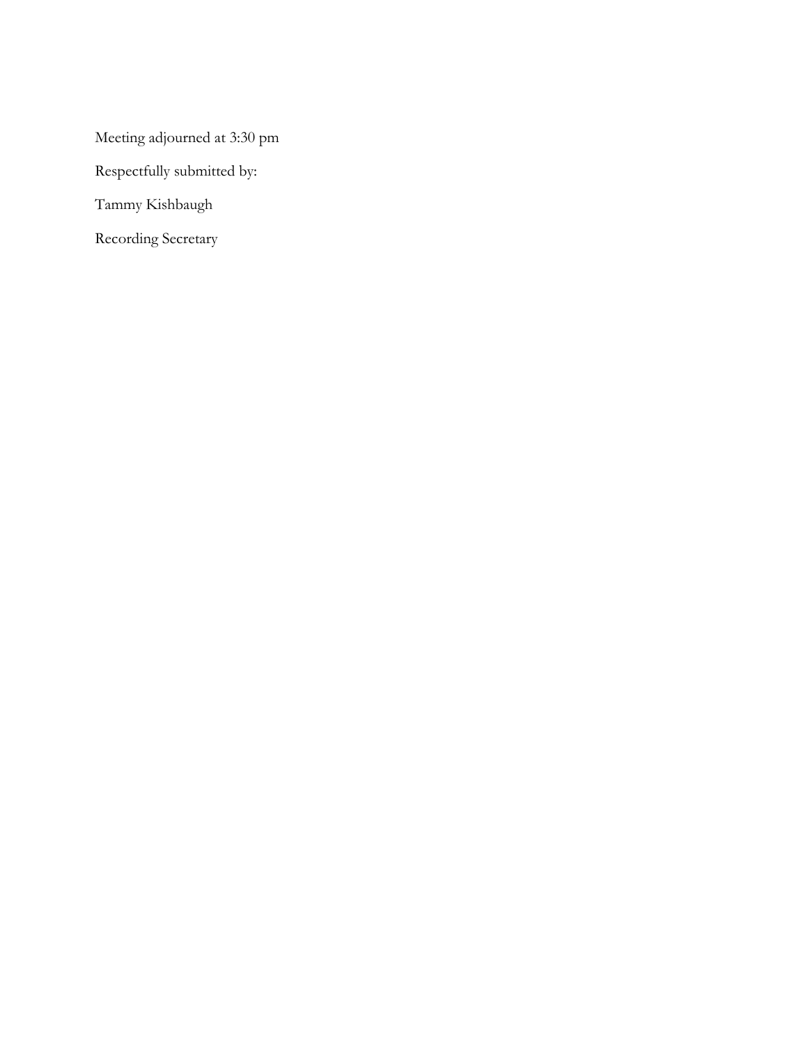Meeting adjourned at 3:30 pm

Respectfully submitted by:

Tammy Kishbaugh

Recording Secretary